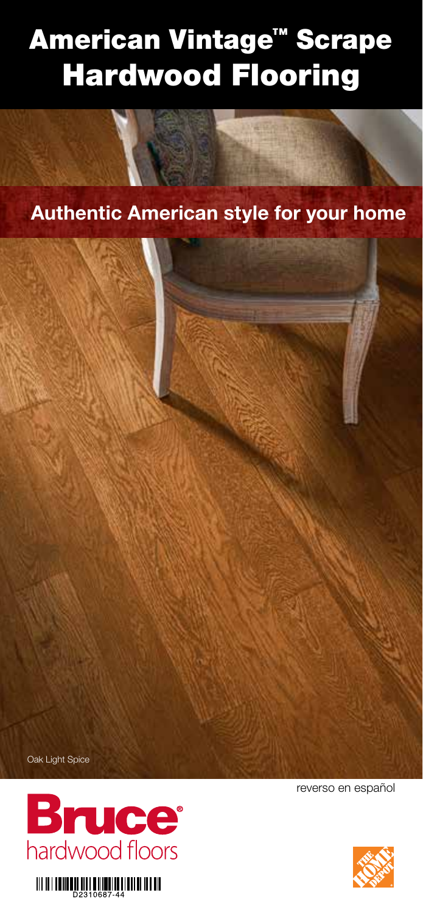# American Vintage™ Scrape Hardwood Flooring

## Authentic American style for your home

Oak Light Spice

reverso en español

Bruce® hardwood floors

D2310687-44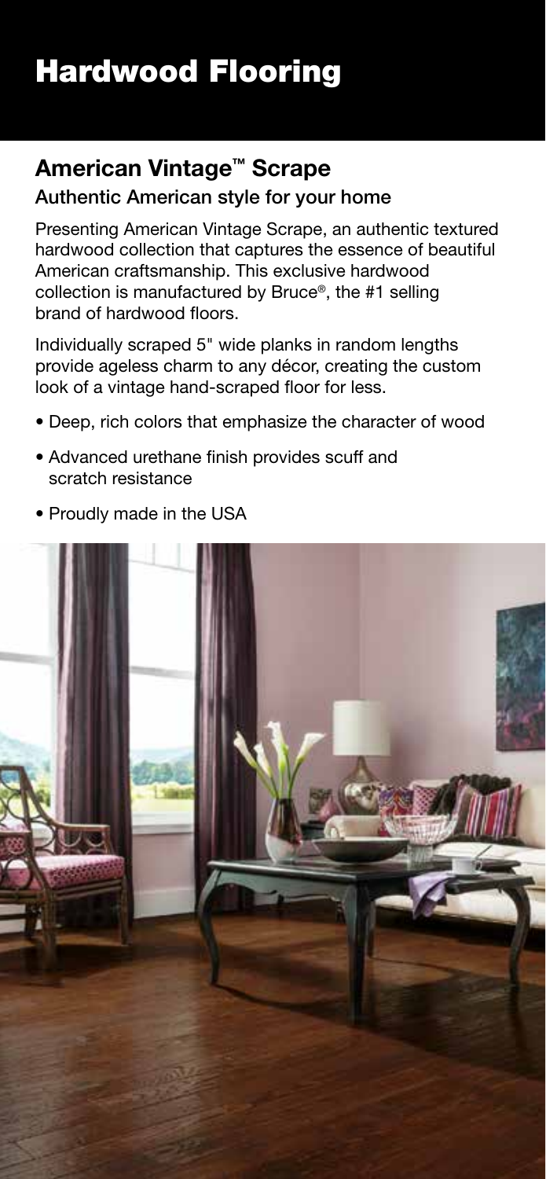# Hardwood Flooring

## American Vintage™ Scrape

### Authentic American style for your home

Presenting American Vintage Scrape, an authentic textured hardwood collection that captures the essence of beautiful American craftsmanship. This exclusive hardwood collection is manufactured by Bruce®, the #1 selling brand of hardwood floors.

Individually scraped 5" wide planks in random lengths provide ageless charm to any décor, creating the custom look of a vintage hand-scraped floor for less.

- Deep, rich colors that emphasize the character of wood
- Advanced urethane finish provides scuff and scratch resistance
- Proudly made in the USA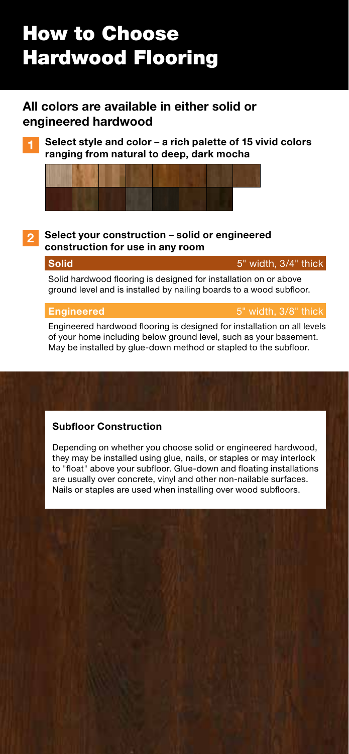# How to Choose Hardwood Flooring

## All colors are available in either solid or engineered hardwood

**1** **Select style and color – a rich palette of 15 vivid colors ranging from natural to deep, dark mocha**

**2** **Select your construction – solid or engineered construction for use in any room**

**Solid** 5" width, 3/4" thick

Solid hardwood flooring is designed for installation on or above ground level and is installed by nailing boards to a wood subfloor.

**Engineered** 5" width, 3/8" thick

Engineered hardwood flooring is designed for installation on all levels of your home including below ground level, such as your basement. May be installed by glue-down method or stapled to the subfloor.

### Subfloor Construction

Depending on whether you choose solid or engineered hardwood, they may be installed using glue, nails, or staples or may interlock to "float" above your subfloor. Glue-down and floating installations are usually over concrete, vinyl and other non-nailable surfaces. Nails or staples are used when installing over wood subfloors.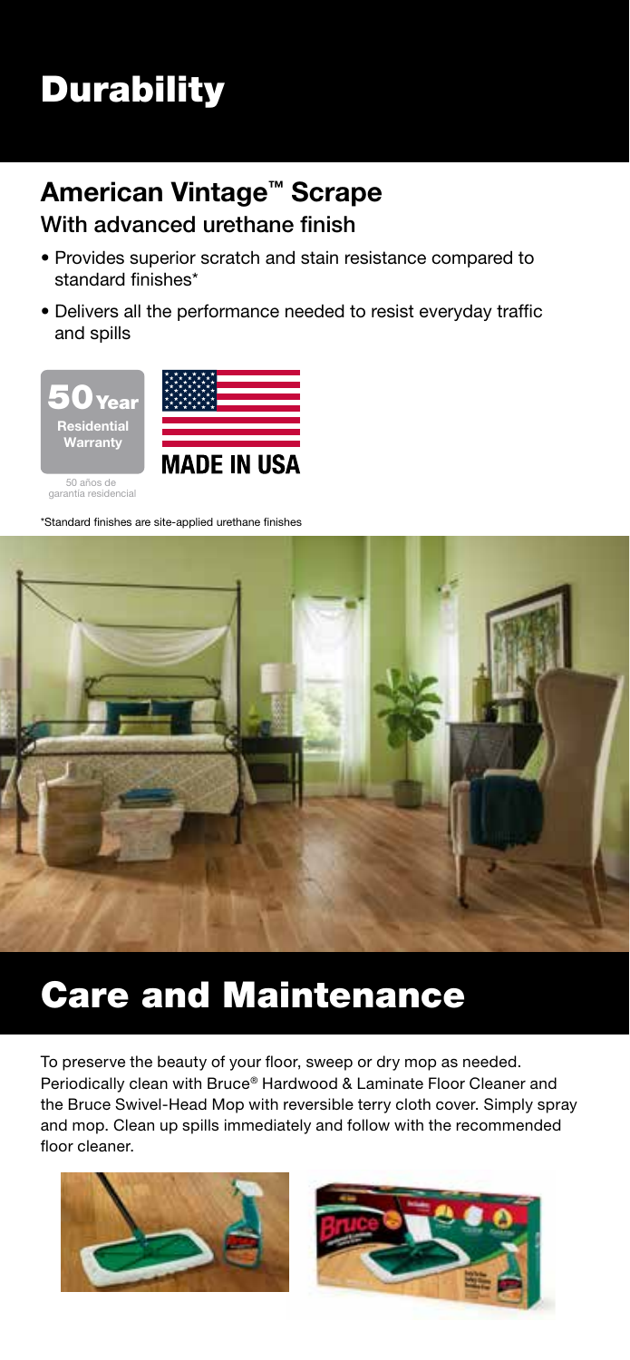# Durability

## American Vintage™ Scrape

### With advanced urethane finish

- Provides superior scratch and stain resistance compared to standard finishes*
- Delivers all the performance needed to resist everyday traffic and spills

**50 Year Residential Warranty**

50 años de garantía residencial

**MADE IN USA**

*Standard finishes are site-applied urethane finishes

# Care and Maintenance

To preserve the beauty of your floor, sweep or dry mop as needed. Periodically clean with Bruce® Hardwood & Laminate Floor Cleaner and the Bruce Swivel-Head Mop with reversible terry cloth cover. Simply spray and mop. Clean up spills immediately and follow with the recommended floor cleaner.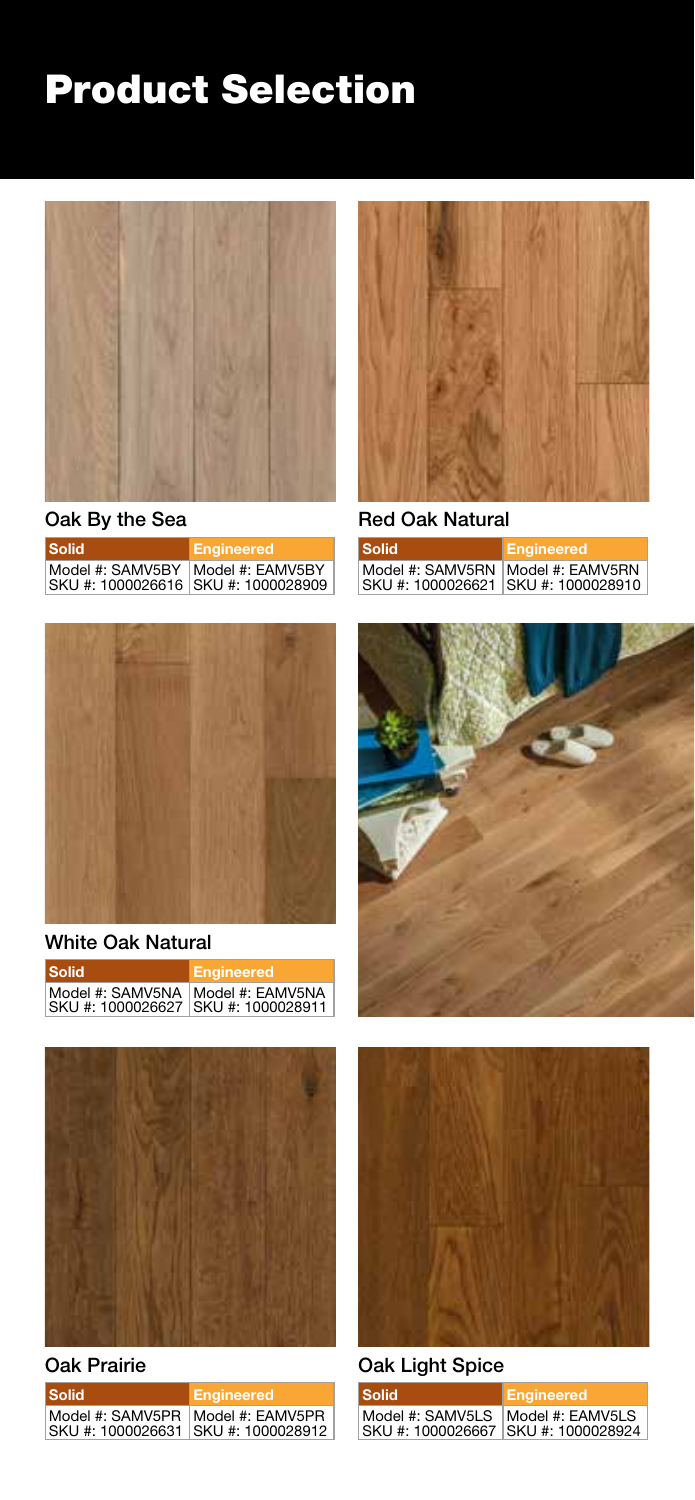# Product Selection

### Oak By the Sea

| Solid | Engineered |
| --- | --- |
| Model #: SAMV5BY<br>SKU #: 1000026616 | Model #: EAMV5BY<br>SKU #: 1000028909 |

### Red Oak Natural

| Solid | Engineered |
| --- | --- |
| Model #: SAMV5RN<br>SKU #: 1000026621 | Model #: EAMV5RN<br>SKU #: 1000028910 |

### White Oak Natural

| Solid | Engineered |
| --- | --- |
| Model #: SAMV5NA<br>SKU #: 1000026627 | Model #: EAMV5NA<br>SKU #: 1000028911 |

### Oak Prairie

| Solid | Engineered |
| --- | --- |
| Model #: SAMV5PR<br>SKU #: 1000026631 | Model #: EAMV5PR<br>SKU #: 1000028912 |

### Oak Light Spice

| Solid | Engineered |
| --- | --- |
| Model #: SAMV5LS<br>SKU #: 1000026667 | Model #: EAMV5LS<br>SKU #: 1000028924 |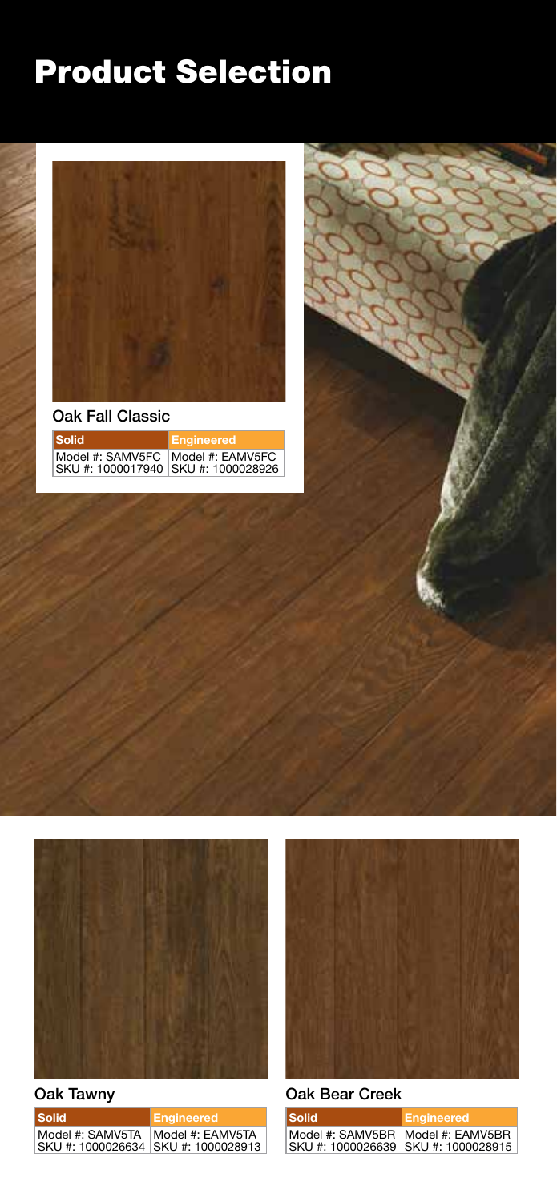# Product Selection

### Oak Fall Classic

| Solid | Engineered |
|---|---|
| Model #: SAMV5FC | Model #: EAMV5FC |
| SKU #: 1000017940 | SKU #: 1000028926 |

### Oak Tawny

| Solid | Engineered |
|---|---|
| Model #: SAMV5TA | Model #: EAMV5TA |
| SKU #: 1000026634 | SKU #: 1000028913 |

### Oak Bear Creek

| Solid | Engineered |
|---|---|
| Model #: SAMV5BR | Model #: EAMV5BR |
| SKU #: 1000026639 | SKU #: 1000028915 |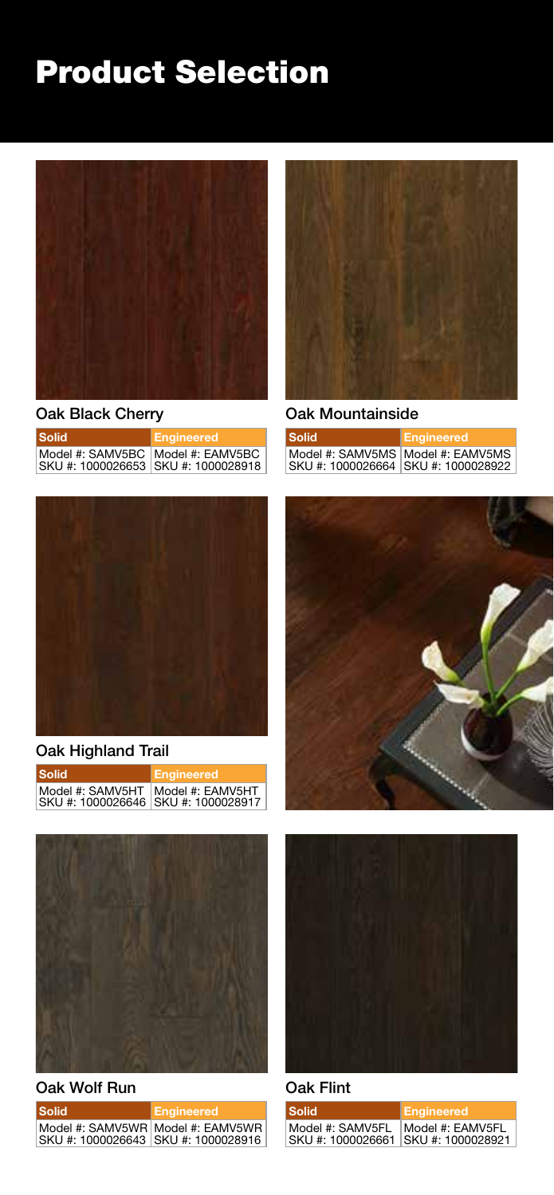# Product Selection

### Oak Black Cherry

| Solid | Engineered |
|---|---|
| Model #: SAMV5BC | Model #: EAMV5BC |
| SKU #: 1000026653 | SKU #: 1000028918 |

### Oak Mountainside

| Solid | Engineered |
|---|---|
| Model #: SAMV5MS | Model #: EAMV5MS |
| SKU #: 1000026664 | SKU #: 1000028922 |

### Oak Highland Trail

| Solid | Engineered |
|---|---|
| Model #: SAMV5HT | Model #: EAMV5HT |
| SKU #: 1000026646 | SKU #: 1000028917 |

### Oak Wolf Run

| Solid | Engineered |
|---|---|
| Model #: SAMV5WR | Model #: EAMV5WR |
| SKU #: 1000026643 | SKU #: 1000028916 |

### Oak Flint

| Solid | Engineered |
|---|---|
| Model #: SAMV5FL | Model #: EAMV5FL |
| SKU #: 1000026661 | SKU #: 1000028921 |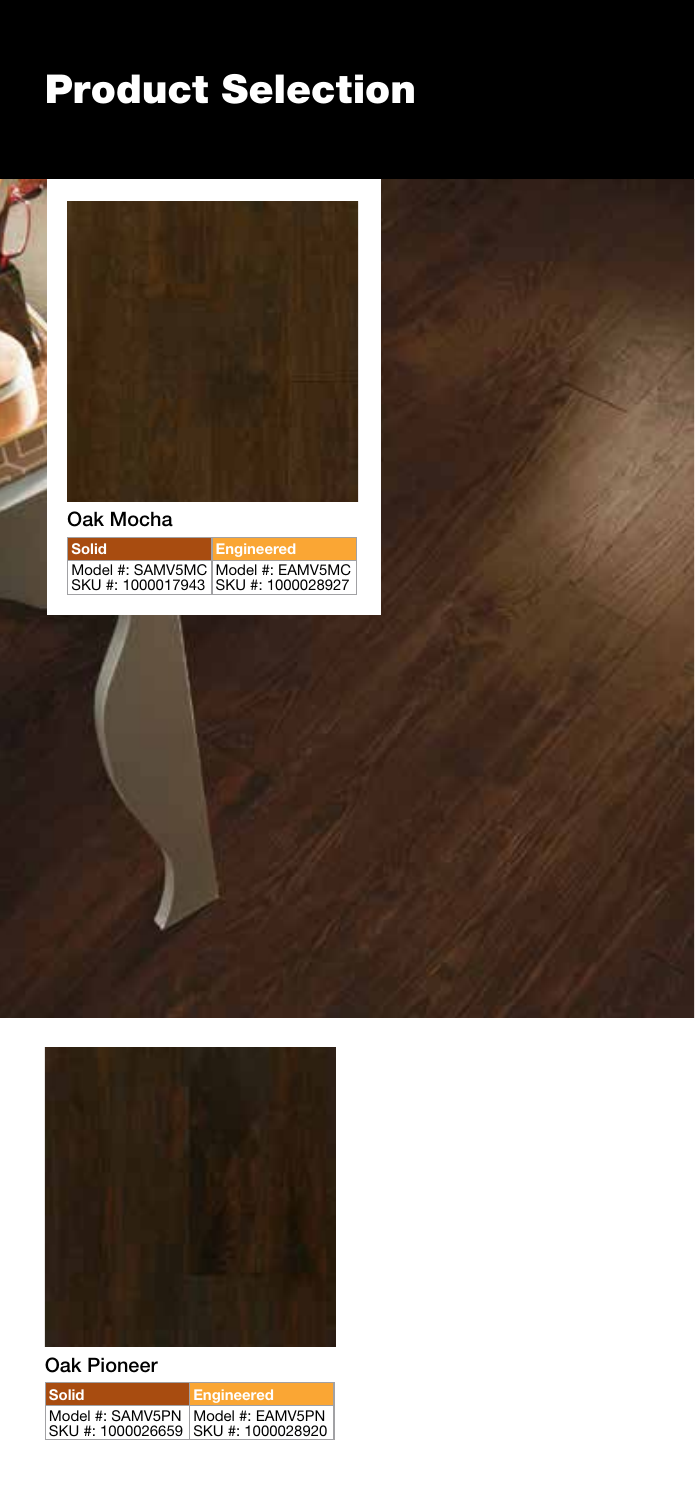# Product Selection

### Oak Mocha

| Solid | Engineered |
| --- | --- |
| Model #: SAMV5MC | Model #: EAMV5MC |
| SKU #: 1000017943 | SKU #: 1000028927 |

### Oak Pioneer

| Solid | Engineered |
| --- | --- |
| Model #: SAMV5PN | Model #: EAMV5PN |
| SKU #: 1000026659 | SKU #: 1000028920 |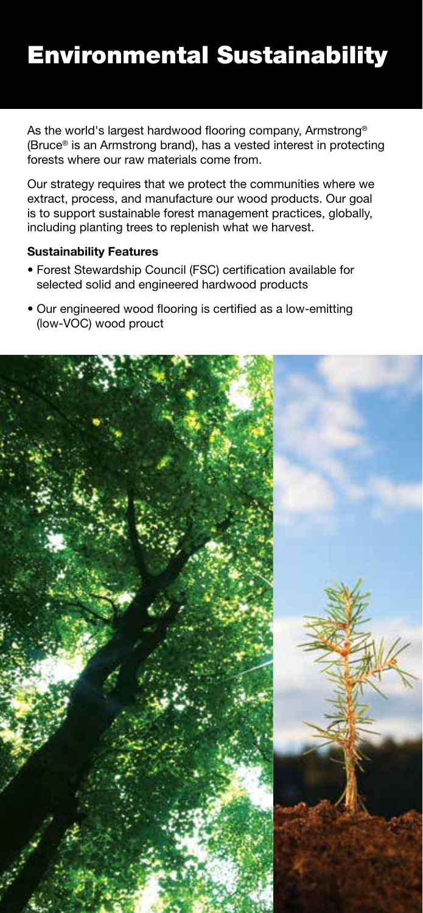# Environmental Sustainability

As the world's largest hardwood flooring company, Armstrong® (Bruce® is an Armstrong brand), has a vested interest in protecting forests where our raw materials come from.

Our strategy requires that we protect the communities where we extract, process, and manufacture our wood products. Our goal is to support sustainable forest management practices, globally, including planting trees to replenish what we harvest.

**Sustainability Features**

- Forest Stewardship Council (FSC) certification available for selected solid and engineered hardwood products
- Our engineered wood flooring is certified as a low-emitting (low-VOC) wood prouct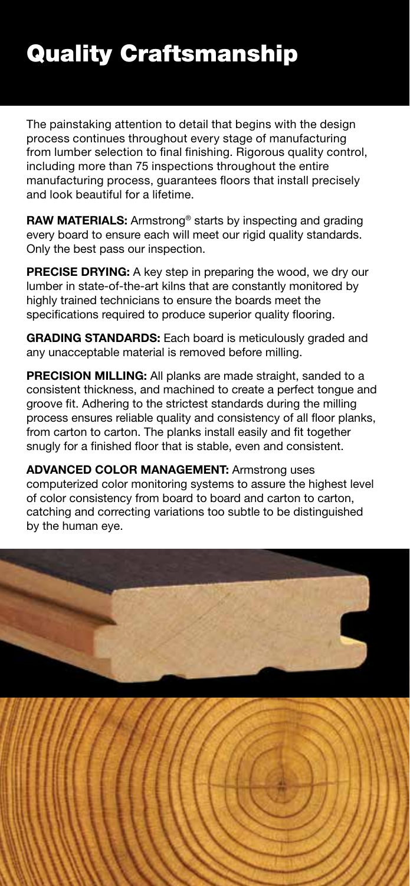# Quality Craftsmanship

The painstaking attention to detail that begins with the design process continues throughout every stage of manufacturing from lumber selection to final finishing. Rigorous quality control, including more than 75 inspections throughout the entire manufacturing process, guarantees floors that install precisely and look beautiful for a lifetime.

**RAW MATERIALS:** Armstrong® starts by inspecting and grading every board to ensure each will meet our rigid quality standards. Only the best pass our inspection.

**PRECISE DRYING:** A key step in preparing the wood, we dry our lumber in state-of-the-art kilns that are constantly monitored by highly trained technicians to ensure the boards meet the specifications required to produce superior quality flooring.

**GRADING STANDARDS:** Each board is meticulously graded and any unacceptable material is removed before milling.

**PRECISION MILLING:** All planks are made straight, sanded to a consistent thickness, and machined to create a perfect tongue and groove fit. Adhering to the strictest standards during the milling process ensures reliable quality and consistency of all floor planks, from carton to carton. The planks install easily and fit together snugly for a finished floor that is stable, even and consistent.

**ADVANCED COLOR MANAGEMENT:** Armstrong uses computerized color monitoring systems to assure the highest level of color consistency from board to board and carton to carton, catching and correcting variations too subtle to be distinguished by the human eye.